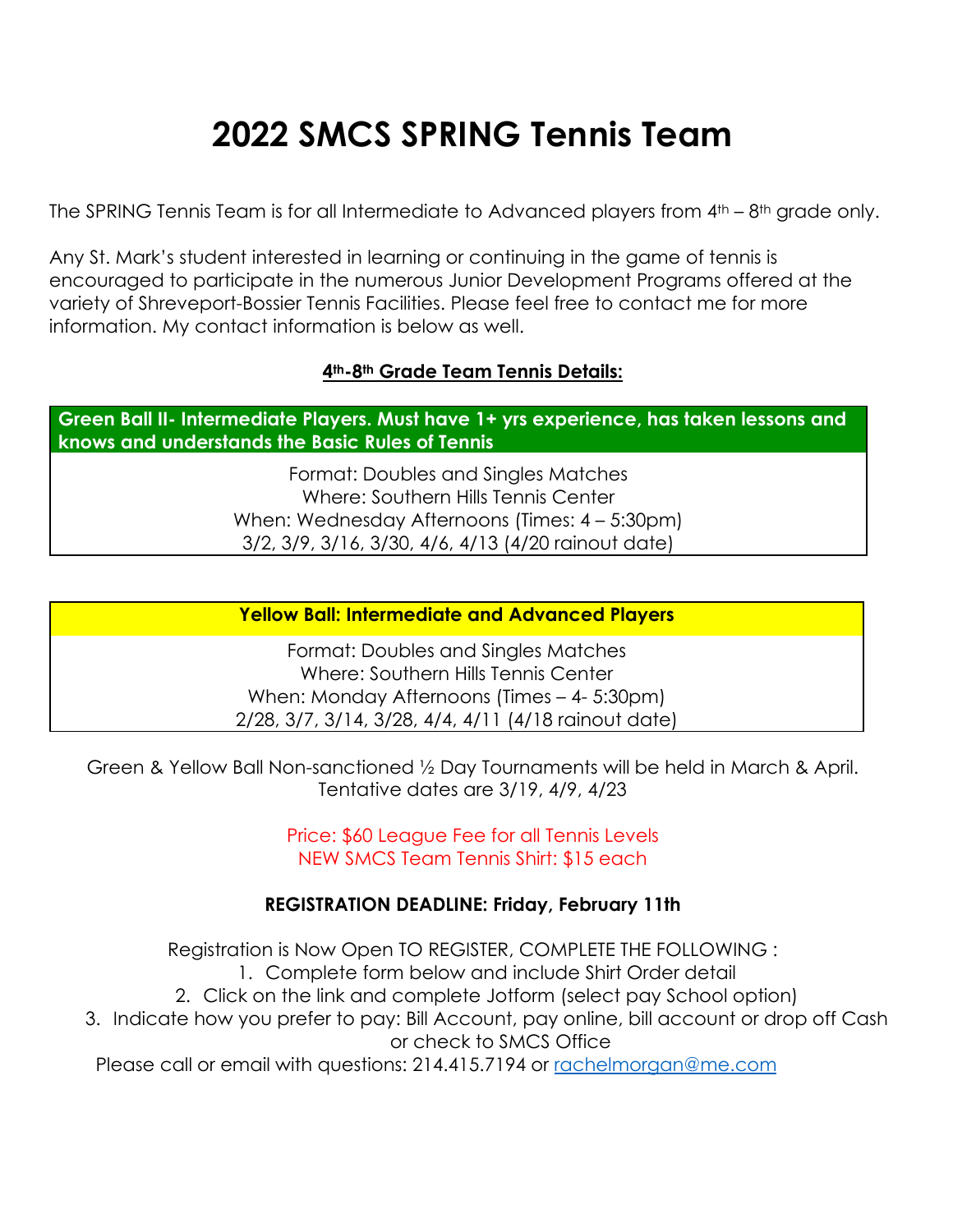# 2022 SMCS SPRING Tennis Team

The SPRING Tennis Team is for all Intermediate to Advanced players from 4th – 8th grade only.

Any St. Mark's student interested in learning or continuing in the game of tennis is encouraged to participate in the numerous Junior Development Programs offered at the variety of Shreveport-Bossier Tennis Facilities. Please feel free to contact me for more information. My contact information is below as well.

**4th-8th Grade Team Tennis Details:**

| **Green Ball II- Intermediate Players. Must have 1+ yrs experience, has taken lessons and knows and understands the Basic Rules of Tennis** |
|---|
| Format: Doubles and Singles Matches<br>Where: Southern Hills Tennis Center<br>When: Wednesday Afternoons (Times: 4 – 5:30pm)<br>3/2, 3/9, 3/16, 3/30, 4/6, 4/13 (4/20 rainout date) |

| **Yellow Ball: Intermediate and Advanced Players** |
|---|
| Format: Doubles and Singles Matches<br>Where: Southern Hills Tennis Center<br>When: Monday Afternoons (Times – 4- 5:30pm)<br>2/28, 3/7, 3/14, 3/28, 4/4, 4/11 (4/18 rainout date) |

Green & Yellow Ball Non-sanctioned ½ Day Tournaments will be held in March & April. Tentative dates are 3/19, 4/9, 4/23

Price: $60 League Fee for all Tennis Levels
NEW SMCS Team Tennis Shirt: $15 each

**REGISTRATION DEADLINE: Friday, February 11th**

Registration is Now Open TO REGISTER, COMPLETE THE FOLLOWING :

1. Complete form below and include Shirt Order detail
2. Click on the link and complete Jotform (select pay School option)
3. Indicate how you prefer to pay: Bill Account, pay online, bill account or drop off Cash or check to SMCS Office

Please call or email with questions: 214.415.7194 or rachelmorgan@me.com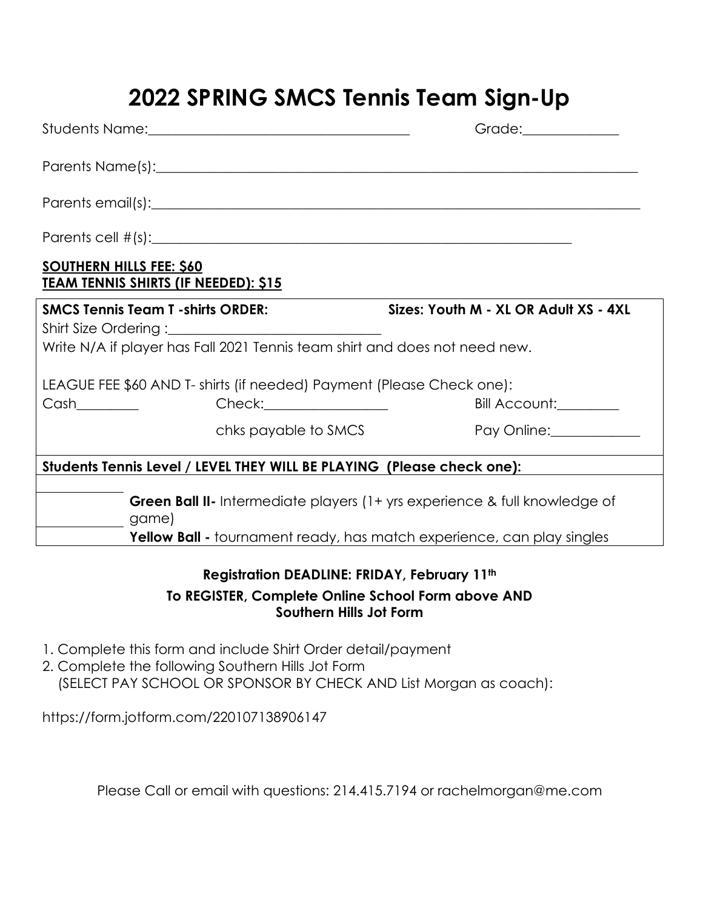# 2022 SPRING SMCS Tennis Team Sign-Up

Students Name:______________________________________ Grade:______________

Parents Name(s):______________________________________________________________________

Parents email(s):______________________________________________________________________

Parents cell #(s):______________________________________________________________

**SOUTHERN HILLS FEE: $60**
**TEAM TENNIS SHIRTS (IF NEEDED): $15**

**SMCS Tennis Team T -shirts ORDER:** **Sizes: Youth M - XL OR Adult XS - 4XL**

Shirt Size Ordering :______________________________

Write N/A if player has Fall 2021 Tennis team shirt and does not need new.

LEAGUE FEE $60 AND T- shirts (if needed) Payment (Please Check one):

Cash_________ Check:__________________ Bill Account:_________

chks payable to SMCS Pay Online:_____________

**Students Tennis Level / LEVEL THEY WILL BE PLAYING (Please check one):**

| | |
|---|---|
| | |
| | **Green Ball II-** Intermediate players (1+ yrs experience & full knowledge of game) |
| | **Yellow Ball -** tournament ready, has match experience, can play singles |

**Registration DEADLINE: FRIDAY, February 11th**

**To REGISTER, Complete Online School Form above AND Southern Hills Jot Form**

1. Complete this form and include Shirt Order detail/payment
2. Complete the following Southern Hills Jot Form (SELECT PAY SCHOOL OR SPONSOR BY CHECK AND List Morgan as coach):

https://form.jotform.com/220107138906147

Please Call or email with questions: 214.415.7194 or rachelmorgan@me.com